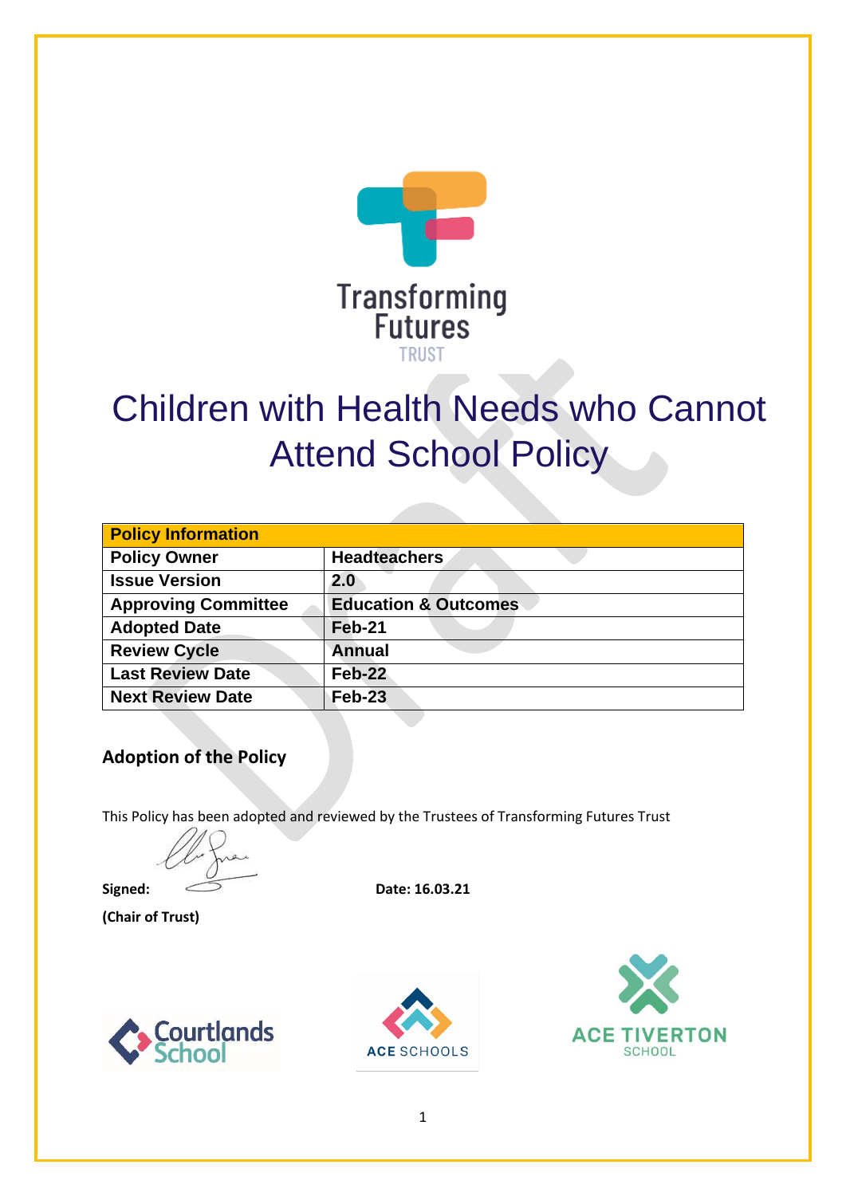Transforming Futures TRUST

# Children with Health Needs who Cannot Attend School Policy

| Policy Information | |
|---|---|
| **Policy Owner** | **Headteachers** |
| **Issue Version** | **2.0** |
| **Approving Committee** | **Education & Outcomes** |
| **Adopted Date** | **Feb-21** |
| **Review Cycle** | **Annual** |
| **Last Review Date** | **Feb-22** |
| **Next Review Date** | **Feb-23** |

## Adoption of the Policy

This Policy has been adopted and reviewed by the Trustees of Transforming Futures Trust

**Signed:** **Date: 16.03.21**

**(Chair of Trust)**

Courtlands School ACE SCHOOLS ACE TIVERTON SCHOOL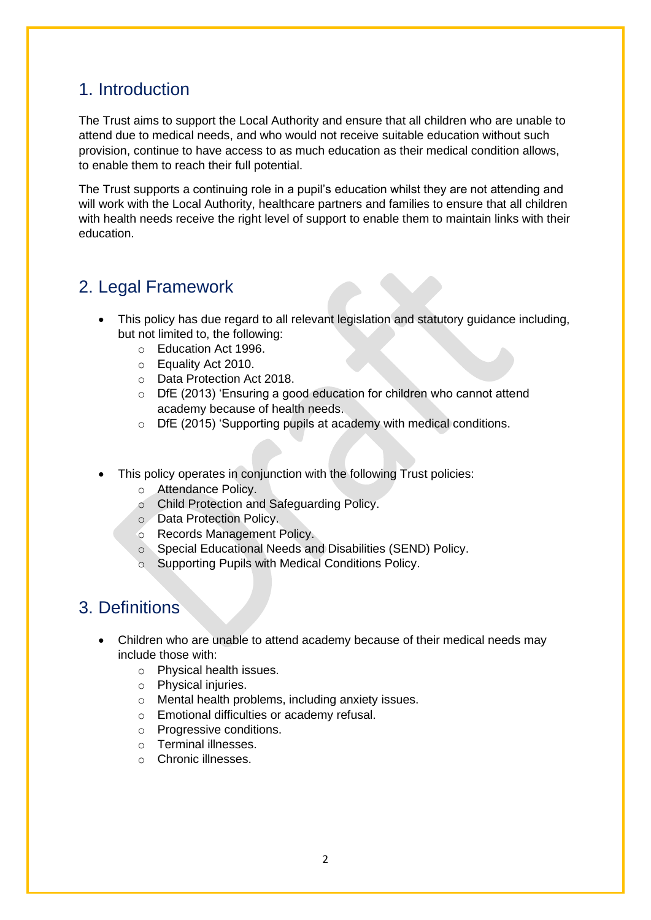## 1. Introduction

The Trust aims to support the Local Authority and ensure that all children who are unable to attend due to medical needs, and who would not receive suitable education without such provision, continue to have access to as much education as their medical condition allows, to enable them to reach their full potential.

The Trust supports a continuing role in a pupil's education whilst they are not attending and will work with the Local Authority, healthcare partners and families to ensure that all children with health needs receive the right level of support to enable them to maintain links with their education.

## 2. Legal Framework

- This policy has due regard to all relevant legislation and statutory guidance including, but not limited to, the following:
  - Education Act 1996.
  - Equality Act 2010.
  - Data Protection Act 2018.
  - DfE (2013) 'Ensuring a good education for children who cannot attend academy because of health needs.
  - DfE (2015) 'Supporting pupils at academy with medical conditions.

- This policy operates in conjunction with the following Trust policies:
  - Attendance Policy.
  - Child Protection and Safeguarding Policy.
  - Data Protection Policy.
  - Records Management Policy.
  - Special Educational Needs and Disabilities (SEND) Policy.
  - Supporting Pupils with Medical Conditions Policy.

## 3. Definitions

- Children who are unable to attend academy because of their medical needs may include those with:
  - Physical health issues.
  - Physical injuries.
  - Mental health problems, including anxiety issues.
  - Emotional difficulties or academy refusal.
  - Progressive conditions.
  - Terminal illnesses.
  - Chronic illnesses.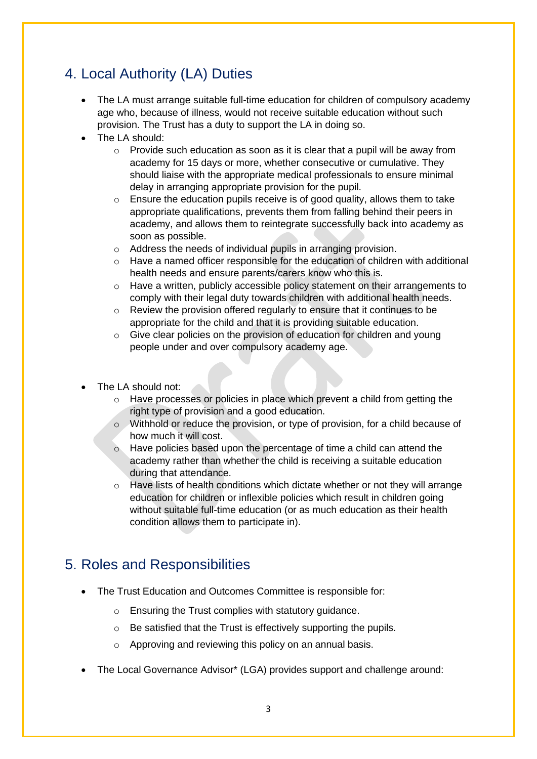## 4. Local Authority (LA) Duties

- The LA must arrange suitable full-time education for children of compulsory academy age who, because of illness, would not receive suitable education without such provision. The Trust has a duty to support the LA in doing so.
- The LA should:
  - Provide such education as soon as it is clear that a pupil will be away from academy for 15 days or more, whether consecutive or cumulative. They should liaise with the appropriate medical professionals to ensure minimal delay in arranging appropriate provision for the pupil.
  - Ensure the education pupils receive is of good quality, allows them to take appropriate qualifications, prevents them from falling behind their peers in academy, and allows them to reintegrate successfully back into academy as soon as possible.
  - Address the needs of individual pupils in arranging provision.
  - Have a named officer responsible for the education of children with additional health needs and ensure parents/carers know who this is.
  - Have a written, publicly accessible policy statement on their arrangements to comply with their legal duty towards children with additional health needs.
  - Review the provision offered regularly to ensure that it continues to be appropriate for the child and that it is providing suitable education.
  - Give clear policies on the provision of education for children and young people under and over compulsory academy age.

- The LA should not:
  - Have processes or policies in place which prevent a child from getting the right type of provision and a good education.
  - Withhold or reduce the provision, or type of provision, for a child because of how much it will cost.
  - Have policies based upon the percentage of time a child can attend the academy rather than whether the child is receiving a suitable education during that attendance.
  - Have lists of health conditions which dictate whether or not they will arrange education for children or inflexible policies which result in children going without suitable full-time education (or as much education as their health condition allows them to participate in).

## 5. Roles and Responsibilities

- The Trust Education and Outcomes Committee is responsible for:
  - Ensuring the Trust complies with statutory guidance.
  - Be satisfied that the Trust is effectively supporting the pupils.
  - Approving and reviewing this policy on an annual basis.

- The Local Governance Advisor* (LGA) provides support and challenge around: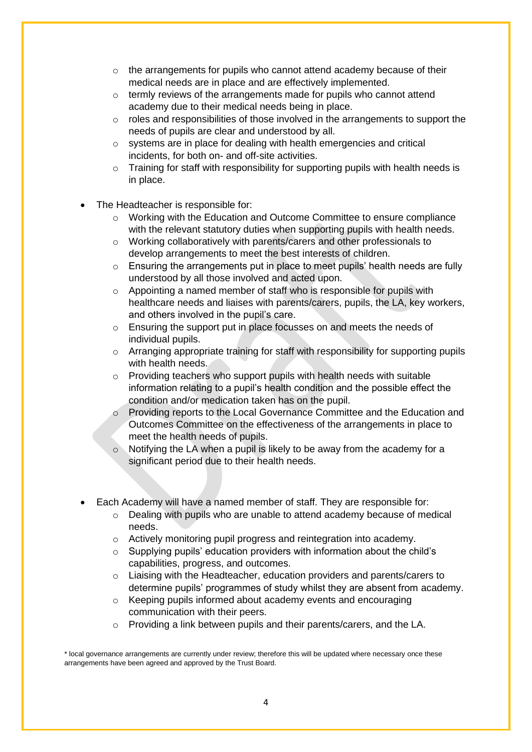- the arrangements for pupils who cannot attend academy because of their medical needs are in place and are effectively implemented.
    - termly reviews of the arrangements made for pupils who cannot attend academy due to their medical needs being in place.
    - roles and responsibilities of those involved in the arrangements to support the needs of pupils are clear and understood by all.
    - systems are in place for dealing with health emergencies and critical incidents, for both on- and off-site activities.
    - Training for staff with responsibility for supporting pupils with health needs is in place.

- The Headteacher is responsible for:
    - Working with the Education and Outcome Committee to ensure compliance with the relevant statutory duties when supporting pupils with health needs.
    - Working collaboratively with parents/carers and other professionals to develop arrangements to meet the best interests of children.
    - Ensuring the arrangements put in place to meet pupils' health needs are fully understood by all those involved and acted upon.
    - Appointing a named member of staff who is responsible for pupils with healthcare needs and liaises with parents/carers, pupils, the LA, key workers, and others involved in the pupil's care.
    - Ensuring the support put in place focusses on and meets the needs of individual pupils.
    - Arranging appropriate training for staff with responsibility for supporting pupils with health needs.
    - Providing teachers who support pupils with health needs with suitable information relating to a pupil's health condition and the possible effect the condition and/or medication taken has on the pupil.
    - Providing reports to the Local Governance Committee and the Education and Outcomes Committee on the effectiveness of the arrangements in place to meet the health needs of pupils.
    - Notifying the LA when a pupil is likely to be away from the academy for a significant period due to their health needs.

- Each Academy will have a named member of staff. They are responsible for:
    - Dealing with pupils who are unable to attend academy because of medical needs.
    - Actively monitoring pupil progress and reintegration into academy.
    - Supplying pupils' education providers with information about the child's capabilities, progress, and outcomes.
    - Liaising with the Headteacher, education providers and parents/carers to determine pupils' programmes of study whilst they are absent from academy.
    - Keeping pupils informed about academy events and encouraging communication with their peers.
    - Providing a link between pupils and their parents/carers, and the LA.

* local governance arrangements are currently under review; therefore this will be updated where necessary once these arrangements have been agreed and approved by the Trust Board.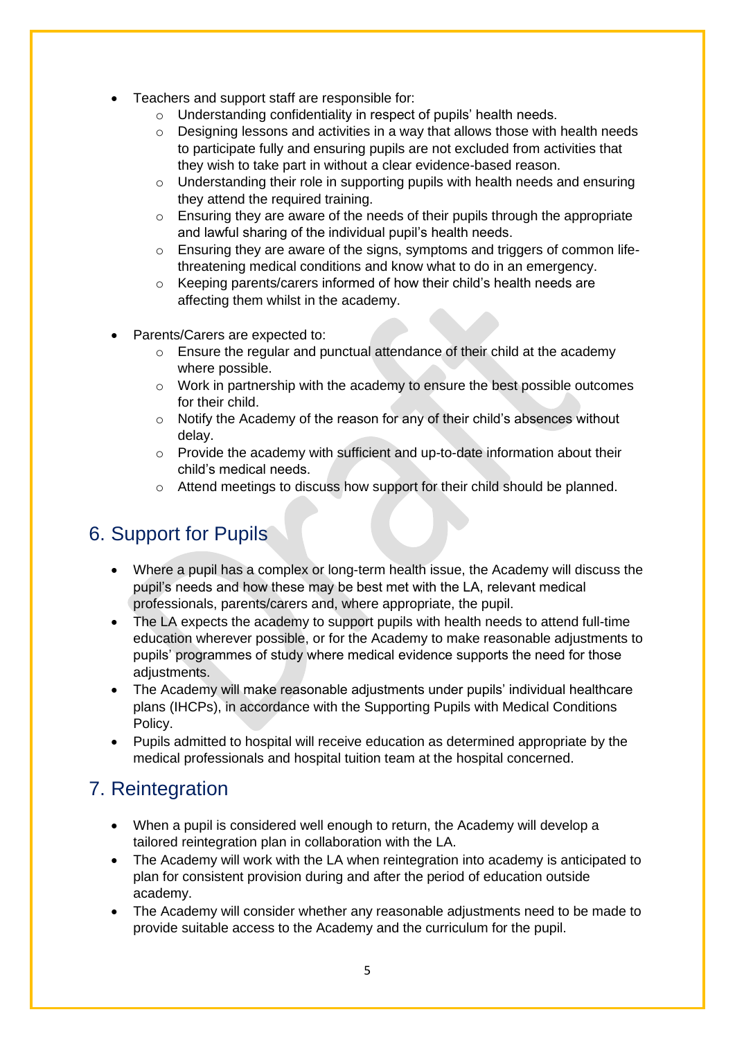- Teachers and support staff are responsible for:
  - Understanding confidentiality in respect of pupils' health needs.
  - Designing lessons and activities in a way that allows those with health needs to participate fully and ensuring pupils are not excluded from activities that they wish to take part in without a clear evidence-based reason.
  - Understanding their role in supporting pupils with health needs and ensuring they attend the required training.
  - Ensuring they are aware of the needs of their pupils through the appropriate and lawful sharing of the individual pupil's health needs.
  - Ensuring they are aware of the signs, symptoms and triggers of common life-threatening medical conditions and know what to do in an emergency.
  - Keeping parents/carers informed of how their child's health needs are affecting them whilst in the academy.

- Parents/Carers are expected to:
  - Ensure the regular and punctual attendance of their child at the academy where possible.
  - Work in partnership with the academy to ensure the best possible outcomes for their child.
  - Notify the Academy of the reason for any of their child's absences without delay.
  - Provide the academy with sufficient and up-to-date information about their child's medical needs.
  - Attend meetings to discuss how support for their child should be planned.

## 6. Support for Pupils

- Where a pupil has a complex or long-term health issue, the Academy will discuss the pupil's needs and how these may be best met with the LA, relevant medical professionals, parents/carers and, where appropriate, the pupil.
- The LA expects the academy to support pupils with health needs to attend full-time education wherever possible, or for the Academy to make reasonable adjustments to pupils' programmes of study where medical evidence supports the need for those adjustments.
- The Academy will make reasonable adjustments under pupils' individual healthcare plans (IHCPs), in accordance with the Supporting Pupils with Medical Conditions Policy.
- Pupils admitted to hospital will receive education as determined appropriate by the medical professionals and hospital tuition team at the hospital concerned.

## 7. Reintegration

- When a pupil is considered well enough to return, the Academy will develop a tailored reintegration plan in collaboration with the LA.
- The Academy will work with the LA when reintegration into academy is anticipated to plan for consistent provision during and after the period of education outside academy.
- The Academy will consider whether any reasonable adjustments need to be made to provide suitable access to the Academy and the curriculum for the pupil.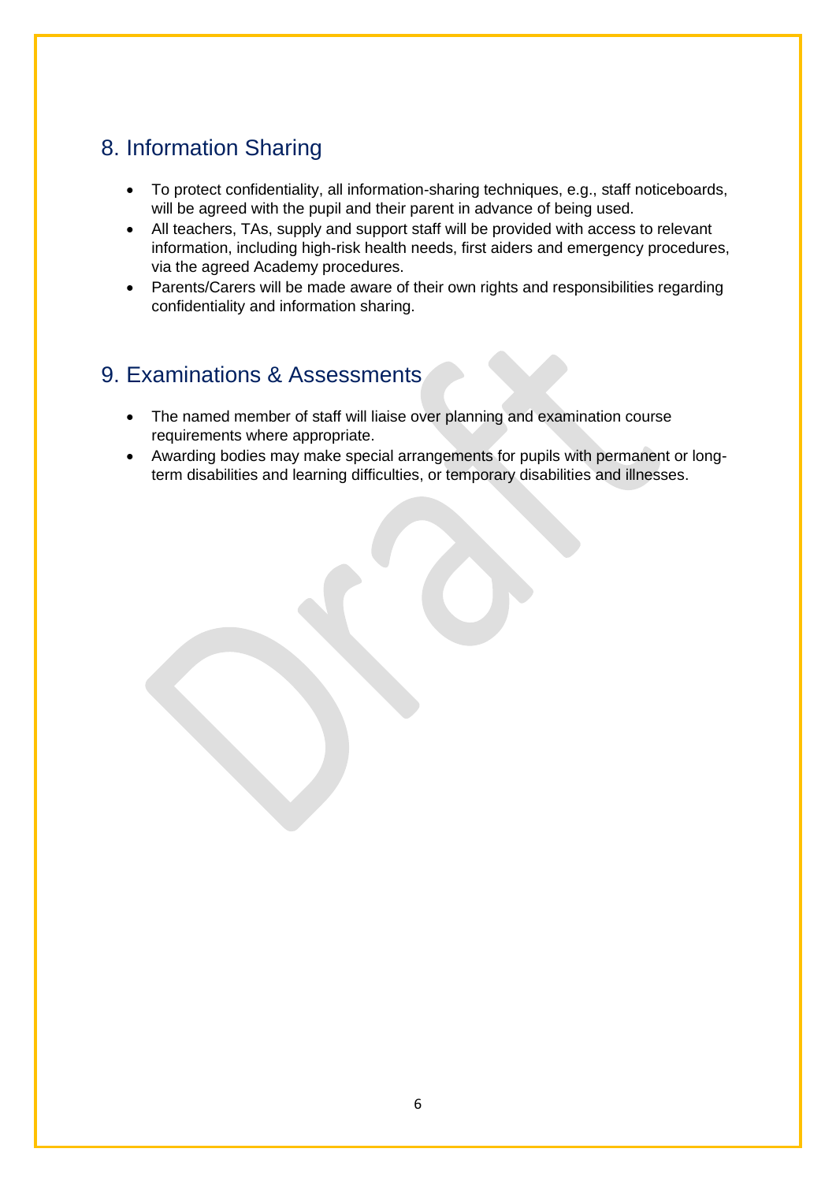## 8. Information Sharing

- To protect confidentiality, all information-sharing techniques, e.g., staff noticeboards, will be agreed with the pupil and their parent in advance of being used.
- All teachers, TAs, supply and support staff will be provided with access to relevant information, including high-risk health needs, first aiders and emergency procedures, via the agreed Academy procedures.
- Parents/Carers will be made aware of their own rights and responsibilities regarding confidentiality and information sharing.

## 9. Examinations & Assessments

- The named member of staff will liaise over planning and examination course requirements where appropriate.
- Awarding bodies may make special arrangements for pupils with permanent or long-term disabilities and learning difficulties, or temporary disabilities and illnesses.